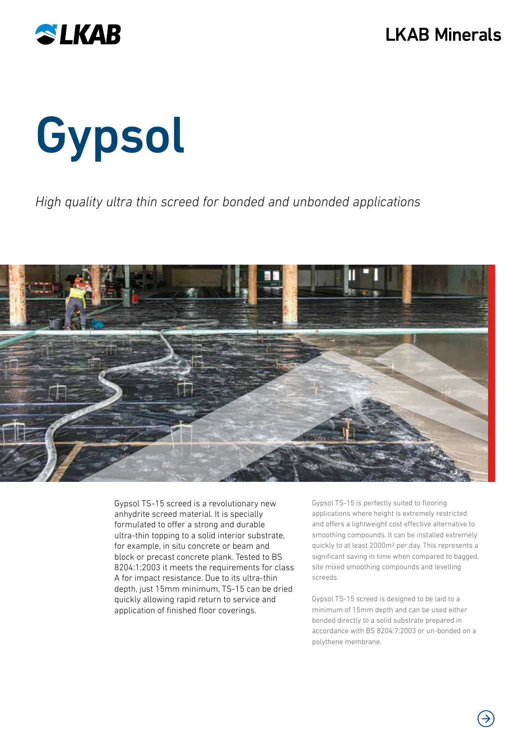LKAB Minerals

# Gypsol

*High quality ultra thin screed for bonded and unbonded applications*

Gypsol TS-15 screed is a revolutionary new anhydrite screed material. It is specially formulated to offer a strong and durable ultra-thin topping to a solid interior substrate, for example, in situ concrete or beam and block or precast concrete plank. Tested to BS 8204:1:2003 it meets the requirements for class A for impact resistance. Due to its ultra-thin depth, just 15mm minimum, TS-15 can be dried quickly allowing rapid return to service and application of finished floor coverings.

Gypsol TS-15 is perfectly suited to flooring applications where height is extremely restricted and offers a lightweight cost effective alternative to smoothing compounds. It can be installed extremely quickly to at least 2000m² per day. This represents a significant saving in time when compared to bagged, site mixed smoothing compounds and levelling screeds.

Gypsol TS-15 screed is designed to be laid to a minimum of 15mm depth and can be used either bonded directly to a solid substrate prepared in accordance with BS 8204:7:2003 or un-bonded on a polythene membrane.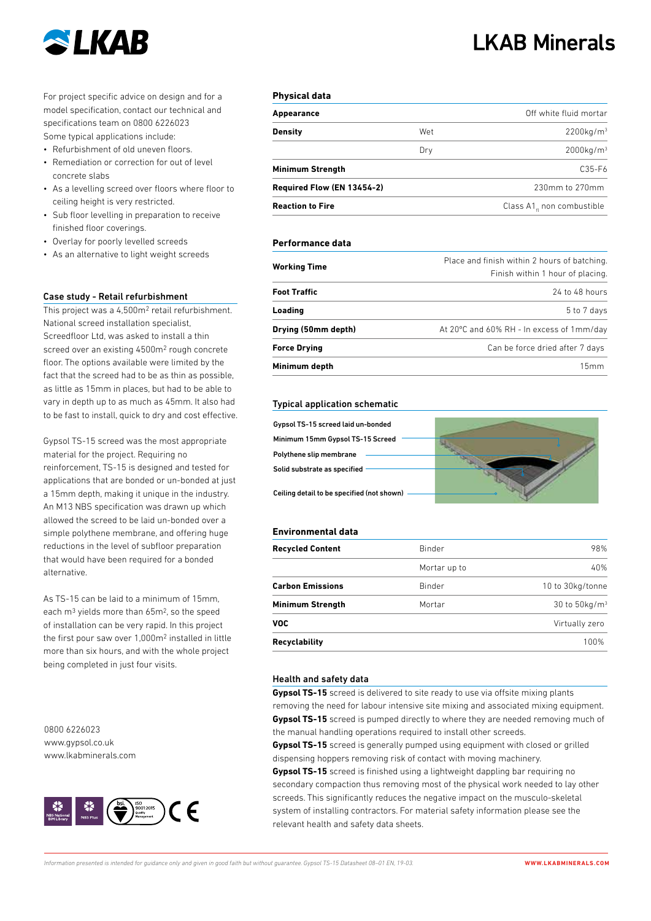# LKAB Minerals

For project specific advice on design and for a model specification, contact our technical and specifications team on 0800 6226023

Some typical applications include:

- Refurbishment of old uneven floors.
- Remediation or correction for out of level concrete slabs
- As a levelling screed over floors where floor to ceiling height is very restricted.
- Sub floor levelling in preparation to receive finished floor coverings.
- Overlay for poorly levelled screeds
- As an alternative to light weight screeds

### Case study - Retail refurbishment

This project was a 4,500m$^2$ retail refurbishment. National screed installation specialist, Screedfloor Ltd, was asked to install a thin screed over an existing 4500m$^2$ rough concrete floor. The options available were limited by the fact that the screed had to be as thin as possible, as little as 15mm in places, but had to be able to vary in depth up to as much as 45mm. It also had to be fast to install, quick to dry and cost effective.

Gypsol TS-15 screed was the most appropriate material for the project. Requiring no reinforcement, TS-15 is designed and tested for applications that are bonded or un-bonded at just a 15mm depth, making it unique in the industry. An M13 NBS specification was drawn up which allowed the screed to be laid un-bonded over a simple polythene membrane, and offering huge reductions in the level of subfloor preparation that would have been required for a bonded alternative.

As TS-15 can be laid to a minimum of 15mm, each m$^3$ yields more than 65m$^2$, so the speed of installation can be very rapid. In this project the first pour saw over 1,000m$^2$ installed in little more than six hours, and with the whole project being completed in just four visits.

0800 6226023
www.gypsol.co.uk
www.lkabminerals.com

### Physical data

| | | |
|---|---|---|
| **Appearance** | | Off white fluid mortar |
| **Density** | Wet | 2200kg/m$^3$ |
| | Dry | 2000kg/m$^3$ |
| **Minimum Strength** | | C35-F6 |
| **Required Flow (EN 13454-2)** | | 230mm to 270mm |
| **Reaction to Fire** | | Class A1$_{fl}$ non combustible |

### Performance data

| | |
|---|---|
| **Working Time** | Place and finish within 2 hours of batching. Finish within 1 hour of placing. |
| **Foot Traffic** | 24 to 48 hours |
| **Loading** | 5 to 7 days |
| **Drying (50mm depth)** | At 20°C and 60% RH - In excess of 1mm/day |
| **Force Drying** | Can be force dried after 7 days |
| **Minimum depth** | 15mm |

### Typical application schematic

Gypsol TS-15 screed laid un-bonded
Minimum 15mm Gypsol TS-15 Screed
Polythene slip membrane
Solid substrate as specified
Ceiling detail to be specified (not shown)

### Environmental data

| | | |
|---|---|---|
| **Recycled Content** | Binder | 98% |
| | Mortar up to | 40% |
| **Carbon Emissions** | Binder | 10 to 30kg/tonne |
| **Minimum Strength** | Mortar | 30 to 50kg/m$^3$ |
| **VOC** | | Virtually zero |
| **Recyclability** | | 100% |

### Health and safety data

**Gypsol TS-15** screed is delivered to site ready to use via offsite mixing plants removing the need for labour intensive site mixing and associated mixing equipment.

**Gypsol TS-15** screed is pumped directly to where they are needed removing much of the manual handling operations required to install other screeds.

**Gypsol TS-15** screed is generally pumped using equipment with closed or grilled dispensing hoppers removing risk of contact with moving machinery.

**Gypsol TS-15** screed is finished using a lightweight dappling bar requiring no secondary compaction thus removing most of the physical work needed to lay other screeds. This significantly reduces the negative impact on the musculo-skeletal system of installing contractors. For material safety information please see the relevant health and safety data sheets.

*Information presented is intended for guidance only and given in good faith but without guarantee. Gypsol TS-15 Datasheet 08-01 EN, 19-03.*

WWW.LKABMINERALS.COM